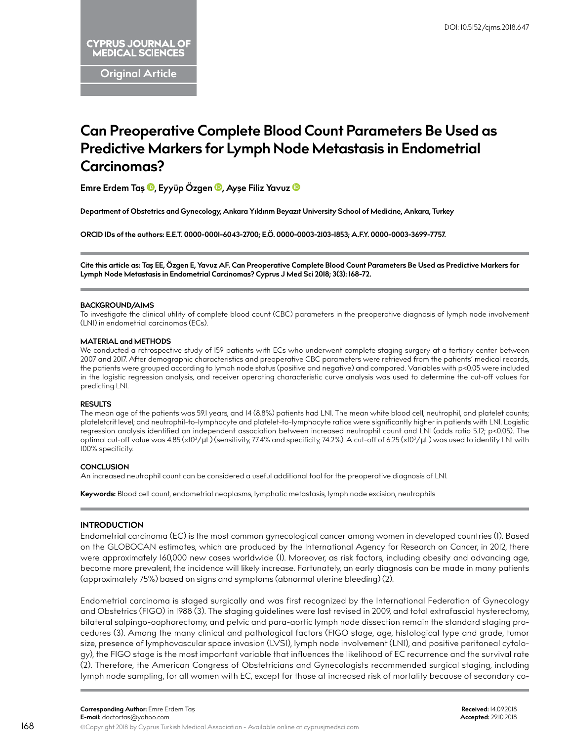DOI: 10.5152/cjms.2018.647

CYPRUS JOURNAL OF MEDICAL SCIENCES

Original Article

# Can Preoperative Complete Blood Count Parameters Be Used as Predictive Markers for Lymph Node Metastasis in Endometrial Carcinomas?

**Emre Erdem Taş, Eyyüp Özgen, Ayşe Filiz Yavuz**

**Department of Obstetrics and Gynecology, Ankara Yıldırım Beyazıt University School of Medicine, Ankara, Turkey**

**ORCID IDs of the authors: E.E.T. 0000-0001-6043-2700; E.Ö. 0000-0003-2103-1853; A.F.Y. 0000-0003-3699-7757.**

**Cite this article as: Taş EE, Özgen E, Yavuz AF. Can Preoperative Complete Blood Count Parameters Be Used as Predictive Markers for Lymph Node Metastasis in Endometrial Carcinomas? Cyprus J Med Sci 2018; 3(3): 168-72.**

**BACKGROUND/AIMS**

To investigate the clinical utility of complete blood count (CBC) parameters in the preoperative diagnosis of lymph node involvement (LNI) in endometrial carcinomas (ECs).

**MATERIAL and METHODS**

We conducted a retrospective study of 159 patients with ECs who underwent complete staging surgery at a tertiary center between 2007 and 2017. After demographic characteristics and preoperative CBC parameters were retrieved from the patients' medical records, the patients were grouped according to lymph node status (positive and negative) and compared. Variables with $p<0.05$ were included in the logistic regression analysis, and receiver operating characteristic curve analysis was used to determine the cut-off values for predicting LNI.

**RESULTS**

The mean age of the patients was 59.1 years, and 14 (8.8%) patients had LNI. The mean white blood cell, neutrophil, and platelet counts; plateletcrit level; and neutrophil-to-lymphocyte and platelet-to-lymphocyte ratios were significantly higher in patients with LNI. Logistic regression analysis identified an independent association between increased neutrophil count and LNI (odds ratio 5.12; $p<0.05$). The optimal cut-off value was 4.85 ($\times 10^3/\mu L$) (sensitivity, 77.4% and specificity, 74.2%). A cut-off of 6.25 ($\times 10^3/\mu L$) was used to identify LNI with 100% specificity.

**CONCLUSION**

An increased neutrophil count can be considered a useful additional tool for the preoperative diagnosis of LNI.

**Keywords:** Blood cell count, endometrial neoplasms, lymphatic metastasis, lymph node excision, neutrophils

## INTRODUCTION

Endometrial carcinoma (EC) is the most common gynecological cancer among women in developed countries (1). Based on the GLOBOCAN estimates, which are produced by the International Agency for Research on Cancer, in 2012, there were approximately 160,000 new cases worldwide (1). Moreover, as risk factors, including obesity and advancing age, become more prevalent, the incidence will likely increase. Fortunately, an early diagnosis can be made in many patients (approximately 75%) based on signs and symptoms (abnormal uterine bleeding) (2).

Endometrial carcinoma is staged surgically and was first recognized by the International Federation of Gynecology and Obstetrics (FIGO) in 1988 (3). The staging guidelines were last revised in 2009, and total extrafascial hysterectomy, bilateral salpingo-oophorectomy, and pelvic and para-aortic lymph node dissection remain the standard staging procedures (3). Among the many clinical and pathological factors (FIGO stage, age, histological type and grade, tumor size, presence of lymphovascular space invasion (LVSI), lymph node involvement (LNI), and positive peritoneal cytology), the FIGO stage is the most important variable that influences the likelihood of EC recurrence and the survival rate (2). Therefore, the American Congress of Obstetricians and Gynecologists recommended surgical staging, including lymph node sampling, for all women with EC, except for those at increased risk of mortality because of secondary co-

**Corresponding Author:** Emre Erdem Taş
**E-mail:** doctortas@yahoo.com

**Received:** 14.09.2018
**Accepted:** 29.10.2018

©Copyright 2018 by Cyprus Turkish Medical Association - Available online at cyprusjmedsci.com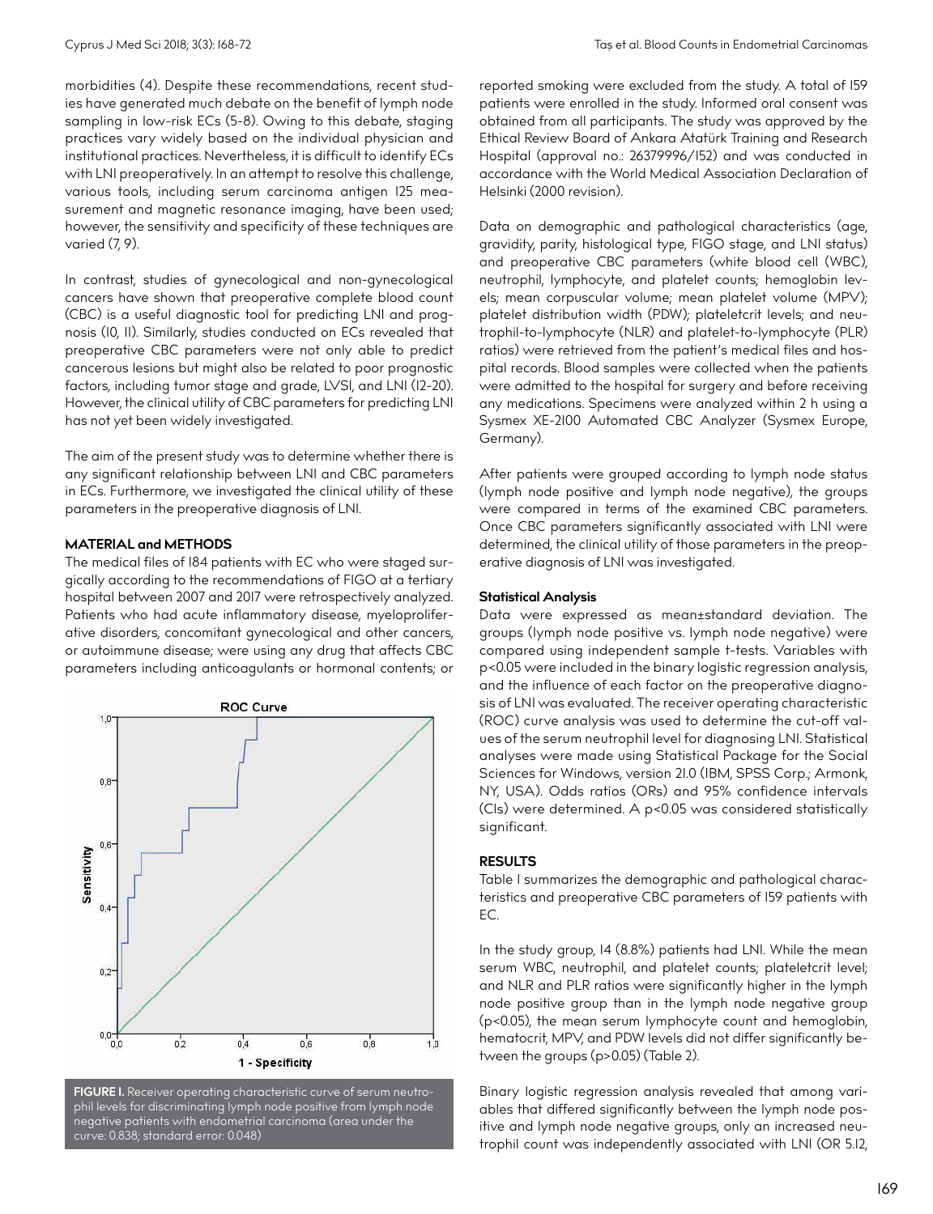morbidities (4). Despite these recommendations, recent studies have generated much debate on the benefit of lymph node sampling in low-risk ECs (5-8). Owing to this debate, staging practices vary widely based on the individual physician and institutional practices. Nevertheless, it is difficult to identify ECs with LNI preoperatively. In an attempt to resolve this challenge, various tools, including serum carcinoma antigen 125 measurement and magnetic resonance imaging, have been used; however, the sensitivity and specificity of these techniques are varied (7, 9).

In contrast, studies of gynecological and non-gynecological cancers have shown that preoperative complete blood count (CBC) is a useful diagnostic tool for predicting LNI and prognosis (10, 11). Similarly, studies conducted on ECs revealed that preoperative CBC parameters were not only able to predict cancerous lesions but might also be related to poor prognostic factors, including tumor stage and grade, LVSI, and LNI (12-20). However, the clinical utility of CBC parameters for predicting LNI has not yet been widely investigated.

The aim of the present study was to determine whether there is any significant relationship between LNI and CBC parameters in ECs. Furthermore, we investigated the clinical utility of these parameters in the preoperative diagnosis of LNI.

## MATERIAL and METHODS

The medical files of 184 patients with EC who were staged surgically according to the recommendations of FIGO at a tertiary hospital between 2007 and 2017 were retrospectively analyzed. Patients who had acute inflammatory disease, myeloproliferative disorders, concomitant gynecological and other cancers, or autoimmune disease; were using any drug that affects CBC parameters including anticoagulants or hormonal contents; or reported smoking were excluded from the study. A total of 159 patients were enrolled in the study. Informed oral consent was obtained from all participants. The study was approved by the Ethical Review Board of Ankara Atatürk Training and Research Hospital (approval no.: 26379996/152) and was conducted in accordance with the World Medical Association Declaration of Helsinki (2000 revision).

Data on demographic and pathological characteristics (age, gravidity, parity, histological type, FIGO stage, and LNI status) and preoperative CBC parameters (white blood cell (WBC), neutrophil, lymphocyte, and platelet counts; hemoglobin levels; mean corpuscular volume; mean platelet volume (MPV); platelet distribution width (PDW); plateletcrit levels; and neutrophil-to-lymphocyte (NLR) and platelet-to-lymphocyte (PLR) ratios) were retrieved from the patient's medical files and hospital records. Blood samples were collected when the patients were admitted to the hospital for surgery and before receiving any medications. Specimens were analyzed within 2 h using a Sysmex XE-2100 Automated CBC Analyzer (Sysmex Europe, Germany).

After patients were grouped according to lymph node status (lymph node positive and lymph node negative), the groups were compared in terms of the examined CBC parameters. Once CBC parameters significantly associated with LNI were determined, the clinical utility of those parameters in the preoperative diagnosis of LNI was investigated.

### Statistical Analysis

Data were expressed as mean±standard deviation. The groups (lymph node positive vs. lymph node negative) were compared using independent sample t-tests. Variables with $p<0.05$ were included in the binary logistic regression analysis, and the influence of each factor on the preoperative diagnosis of LNI was evaluated. The receiver operating characteristic (ROC) curve analysis was used to determine the cut-off values of the serum neutrophil level for diagnosing LNI. Statistical analyses were made using Statistical Package for the Social Sciences for Windows, version 21.0 (IBM, SPSS Corp.; Armonk, NY, USA). Odds ratios (ORs) and 95% confidence intervals (CIs) were determined. A $p<0.05$ was considered statistically significant.

FIGURE 1. Receiver operating characteristic curve of serum neutrophil levels for discriminating lymph node positive from lymph node negative patients with endometrial carcinoma (area under the curve: 0.838; standard error: 0.048)

## RESULTS

Table 1 summarizes the demographic and pathological characteristics and preoperative CBC parameters of 159 patients with EC.

In the study group, 14 (8.8%) patients had LNI. While the mean serum WBC, neutrophil, and platelet counts; plateletcrit level; and NLR and PLR ratios were significantly higher in the lymph node positive group than in the lymph node negative group ($p<0.05$), the mean serum lymphocyte count and hemoglobin, hematocrit, MPV, and PDW levels did not differ significantly between the groups ($p>0.05$) (Table 2).

Binary logistic regression analysis revealed that among variables that differed significantly between the lymph node positive and lymph node negative groups, only an increased neutrophil count was independently associated with LNI (OR 5.12,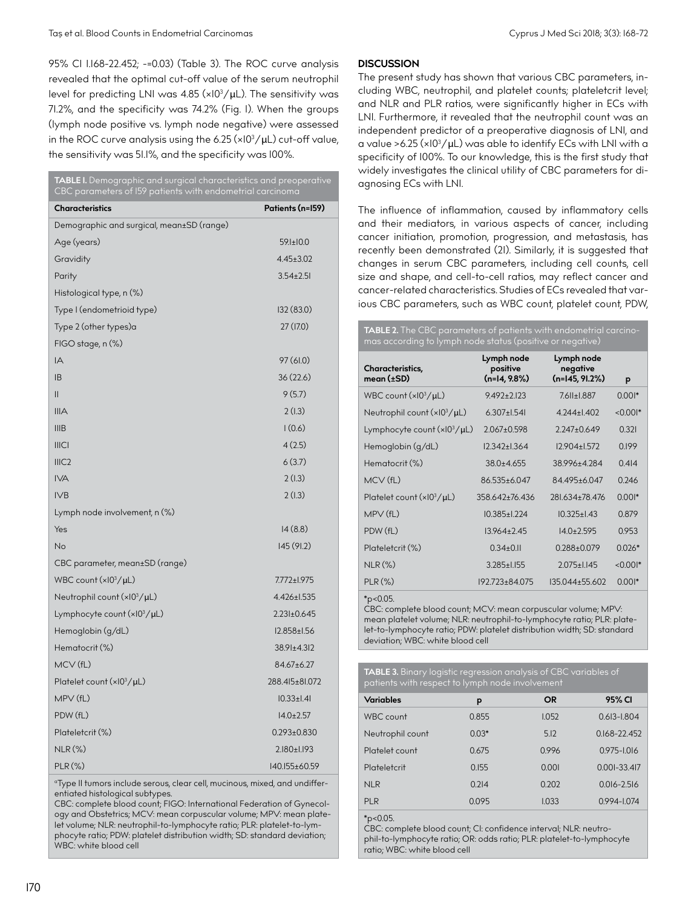95% CI 1.168-22.452; -=0.03) (Table 3). The ROC curve analysis revealed that the optimal cut-off value of the serum neutrophil level for predicting LNI was 4.85 (×10³/μL). The sensitivity was 71.2%, and the specificity was 74.2% (Fig. 1). When the groups (lymph node positive vs. lymph node negative) were assessed in the ROC curve analysis using the 6.25 (×10³/μL) cut-off value, the sensitivity was 51.1%, and the specificity was 100%.

**TABLE 1.** Demographic and surgical characteristics and preoperative CBC parameters of 159 patients with endometrial carcinoma

| Characteristics | Patients (n=159) |
|---|---|
| Demographic and surgical, mean±SD (range) | |
| Age (years) | 59.1±10.0 |
| Gravidity | 4.45±3.02 |
| Parity | 3.54±2.51 |
| Histological type, n (%) | |
| Type I (endometrioid type) | 132 (83.0) |
| Type 2 (other types)a | 27 (17.0) |
| FIGO stage, n (%) | |
| IA | 97 (61.0) |
| IB | 36 (22.6) |
| II | 9 (5.7) |
| IIIA | 2 (1.3) |
| IIIB | 1 (0.6) |
| IIIC1 | 4 (2.5) |
| IIIC2 | 6 (3.7) |
| IVA | 2 (1.3) |
| IVB | 2 (1.3) |
| Lymph node involvement, n (%) | |
| Yes | 14 (8.8) |
| No | 145 (91.2) |
| CBC parameter, mean±SD (range) | |
| WBC count (×10³/μL) | 7.772±1.975 |
| Neutrophil count (×10³/μL) | 4.426±1.535 |
| Lymphocyte count (×10³/μL) | 2.231±0.645 |
| Hemoglobin (g/dL) | 12.858±1.56 |
| Hematocrit (%) | 38.91±4.312 |
| MCV (fL) | 84.67±6.27 |
| Platelet count (×10³/μL) | 288.415±81.072 |
| MPV (fL) | 10.33±1.41 |
| PDW (fL) | 14.0±2.57 |
| Plateletcrit (%) | 0.293±0.830 |
| NLR (%) | 2.180±1.193 |
| PLR (%) | 140.155±60.59 |

[a]Type II tumors include serous, clear cell, mucinous, mixed, and undifferentiated histological subtypes.
CBC: complete blood count; FIGO: International Federation of Gynecology and Obstetrics; MCV: mean corpuscular volume; MPV: mean platelet volume; NLR: neutrophil-to-lymphocyte ratio; PLR: platelet-to-lymphocyte ratio; PDW: platelet distribution width; SD: standard deviation; WBC: white blood cell

## DISCUSSION

The present study has shown that various CBC parameters, including WBC, neutrophil, and platelet counts; plateletcrit level; and NLR and PLR ratios, were significantly higher in ECs with LNI. Furthermore, it revealed that the neutrophil count was an independent predictor of a preoperative diagnosis of LNI, and a value >6.25 (×10³/μL) was able to identify ECs with LNI with a specificity of 100%. To our knowledge, this is the first study that widely investigates the clinical utility of CBC parameters for diagnosing ECs with LNI.

The influence of inflammation, caused by inflammatory cells and their mediators, in various aspects of cancer, including cancer initiation, promotion, progression, and metastasis, has recently been demonstrated (21). Similarly, it is suggested that changes in serum CBC parameters, including cell counts, cell size and shape, and cell-to-cell ratios, may reflect cancer and cancer-related characteristics. Studies of ECs revealed that various CBC parameters, such as WBC count, platelet count, PDW,

**TABLE 2.** The CBC parameters of patients with endometrial carcinomas according to lymph node status (positive or negative)

| Characteristics, mean (±SD) | Lymph node positive (n=14, 9.8%) | Lymph node negative (n=145, 91.2%) | p |
|---|---|---|---|
| WBC count (×10³/μL) | 9.492±2.123 | 7.611±1.887 | 0.001* |
| Neutrophil count (×10³/μL) | 6.307±1.541 | 4.244±1.402 | <0.001* |
| Lymphocyte count (×10³/μL) | 2.067±0.598 | 2.247±0.649 | 0.321 |
| Hemoglobin (g/dL) | 12.342±1.364 | 12.904±1.572 | 0.199 |
| Hematocrit (%) | 38.0±4.655 | 38.996±4.284 | 0.414 |
| MCV (fL) | 86.535±6.047 | 84.495±6.047 | 0.246 |
| Platelet count (×10³/μL) | 358.642±76.436 | 281.634±78.476 | 0.001* |
| MPV (fL) | 10.385±1.224 | 10.325±1.43 | 0.879 |
| PDW (fL) | 13.964±2.45 | 14.0±2.595 | 0.953 |
| Plateletcrit (%) | 0.34±0.11 | 0.288±0.079 | 0.026* |
| NLR (%) | 3.285±1.155 | 2.075±1.145 | <0.001* |
| PLR (%) | 192.723±84.075 | 135.044±55.602 | 0.001* |

*p<0.05.
CBC: complete blood count; MCV: mean corpuscular volume; MPV: mean platelet volume; NLR: neutrophil-to-lymphocyte ratio; PLR: platelet-to-lymphocyte ratio; PDW: platelet distribution width; SD: standard deviation; WBC: white blood cell

**TABLE 3.** Binary logistic regression analysis of CBC variables of patients with respect to lymph node involvement

| Variables | p | OR | 95% CI |
|---|---|---|---|
| WBC count | 0.855 | 1.052 | 0.613-1.804 |
| Neutrophil count | 0.03* | 5.12 | 0.168-22.452 |
| Platelet count | 0.675 | 0.996 | 0.975-1.016 |
| Plateletcrit | 0.155 | 0.001 | 0.001-33.417 |
| NLR | 0.214 | 0.202 | 0.016-2.516 |
| PLR | 0.095 | 1.033 | 0.994-1.074 |

*p<0.05.
CBC: complete blood count; CI: confidence interval; NLR: neutrophil-to-lymphocyte ratio; OR: odds ratio; PLR: platelet-to-lymphocyte ratio; WBC: white blood cell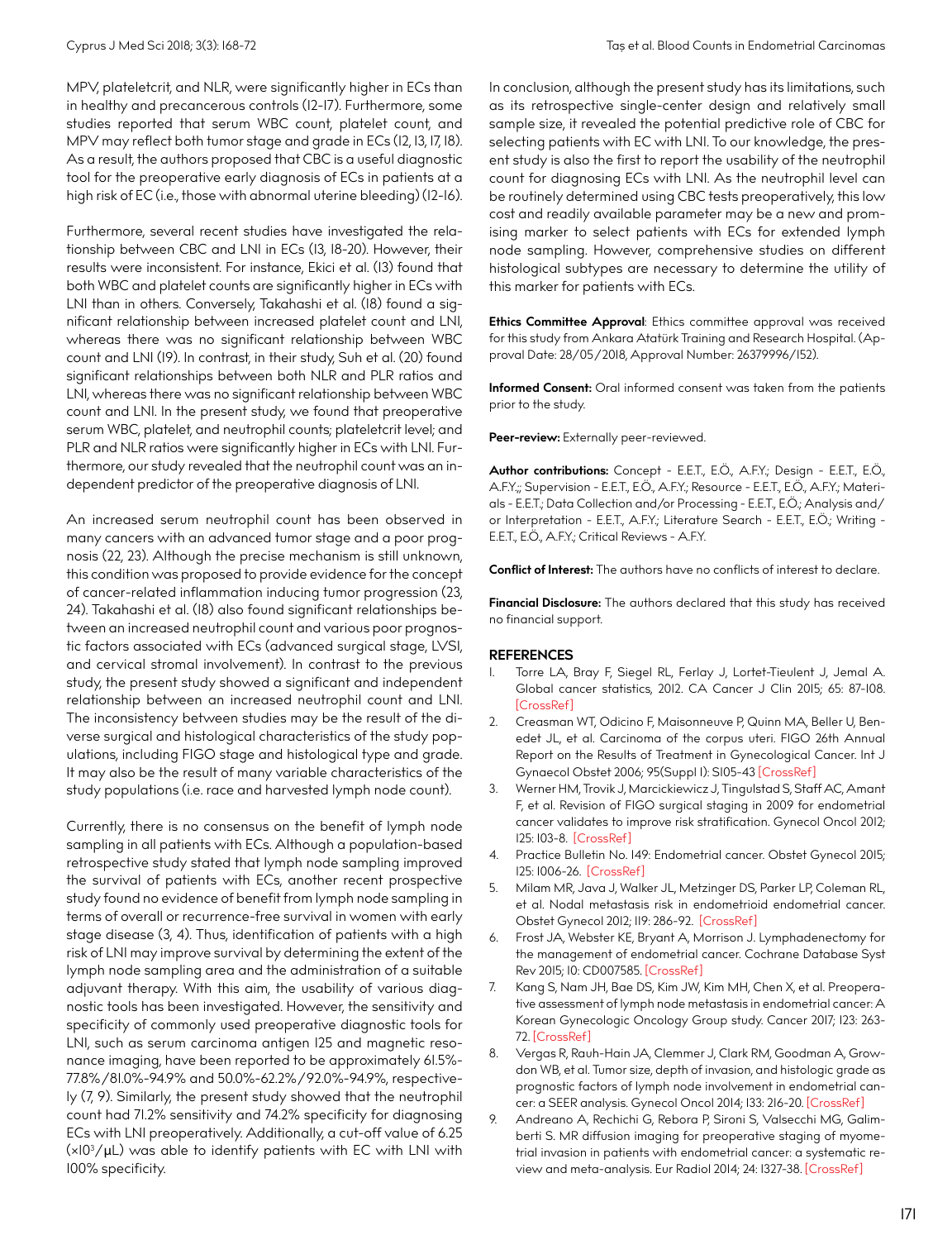MPV, plateletcrit, and NLR, were significantly higher in ECs than in healthy and precancerous controls (12-17). Furthermore, some studies reported that serum WBC count, platelet count, and MPV may reflect both tumor stage and grade in ECs (12, 13, 17, 18). As a result, the authors proposed that CBC is a useful diagnostic tool for the preoperative early diagnosis of ECs in patients at a high risk of EC (i.e., those with abnormal uterine bleeding) (12-16).

Furthermore, several recent studies have investigated the relationship between CBC and LNI in ECs (13, 18-20). However, their results were inconsistent. For instance, Ekici et al. (13) found that both WBC and platelet counts are significantly higher in ECs with LNI than in others. Conversely, Takahashi et al. (18) found a significant relationship between increased platelet count and LNI, whereas there was no significant relationship between WBC count and LNI (19). In contrast, in their study, Suh et al. (20) found significant relationships between both NLR and PLR ratios and LNI, whereas there was no significant relationship between WBC count and LNI. In the present study, we found that preoperative serum WBC, platelet, and neutrophil counts; plateletcrit level; and PLR and NLR ratios were significantly higher in ECs with LNI. Furthermore, our study revealed that the neutrophil count was an independent predictor of the preoperative diagnosis of LNI.

An increased serum neutrophil count has been observed in many cancers with an advanced tumor stage and a poor prognosis (22, 23). Although the precise mechanism is still unknown, this condition was proposed to provide evidence for the concept of cancer-related inflammation inducing tumor progression (23, 24). Takahashi et al. (18) also found significant relationships between an increased neutrophil count and various poor prognostic factors associated with ECs (advanced surgical stage, LVSI, and cervical stromal involvement). In contrast to the previous study, the present study showed a significant and independent relationship between an increased neutrophil count and LNI. The inconsistency between studies may be the result of the diverse surgical and histological characteristics of the study populations, including FIGO stage and histological type and grade. It may also be the result of many variable characteristics of the study populations (i.e. race and harvested lymph node count).

Currently, there is no consensus on the benefit of lymph node sampling in all patients with ECs. Although a population-based retrospective study stated that lymph node sampling improved the survival of patients with ECs, another recent prospective study found no evidence of benefit from lymph node sampling in terms of overall or recurrence-free survival in women with early stage disease (3, 4). Thus, identification of patients with a high risk of LNI may improve survival by determining the extent of the lymph node sampling area and the administration of a suitable adjuvant therapy. With this aim, the usability of various diagnostic tools has been investigated. However, the sensitivity and specificity of commonly used preoperative diagnostic tools for LNI, such as serum carcinoma antigen 125 and magnetic resonance imaging, have been reported to be approximately 61.5%-77.8%/81.0%-94.9% and 50.0%-62.2%/92.0%-94.9%, respectively (7, 9). Similarly, the present study showed that the neutrophil count had 71.2% sensitivity and 74.2% specificity for diagnosing ECs with LNI preoperatively. Additionally, a cut-off value of 6.25 ($\times 10^3/\mu L$) was able to identify patients with EC with LNI with 100% specificity.

In conclusion, although the present study has its limitations, such as its retrospective single-center design and relatively small sample size, it revealed the potential predictive role of CBC for selecting patients with EC with LNI. To our knowledge, the present study is also the first to report the usability of the neutrophil count for diagnosing ECs with LNI. As the neutrophil level can be routinely determined using CBC tests preoperatively, this low cost and readily available parameter may be a new and promising marker to select patients with ECs for extended lymph node sampling. However, comprehensive studies on different histological subtypes are necessary to determine the utility of this marker for patients with ECs.

**Ethics Committee Approval**: Ethics committee approval was received for this study from Ankara Atatürk Training and Research Hospital. (Approval Date: 28/05/2018, Approval Number: 26379996/152).

**Informed Consent:** Oral informed consent was taken from the patients prior to the study.

**Peer-review:** Externally peer-reviewed.

**Author contributions:** Concept - E.E.T., E.Ö., A.F.Y.; Design - E.E.T., E.Ö., A.F.Y.;; Supervision - E.E.T., E.Ö., A.F.Y.; Resource - E.E.T., E.Ö., A.F.Y.; Materials - E.E.T.; Data Collection and/or Processing - E.E.T., E.Ö.; Analysis and/or Interpretation - E.E.T., A.F.Y.; Literature Search - E.E.T., E.Ö.; Writing - E.E.T., E.Ö., A.F.Y.; Critical Reviews - A.F.Y.

**Conflict of Interest:** The authors have no conflicts of interest to declare.

**Financial Disclosure:** The authors declared that this study has received no financial support.

## REFERENCES

1. Torre LA, Bray F, Siegel RL, Ferlay J, Lortet-Tieulent J, Jemal A. Global cancer statistics, 2012. CA Cancer J Clin 2015; 65: 87-108. [CrossRef]
2. Creasman WT, Odicino F, Maisonneuve P, Quinn MA, Beller U, Benedet JL, et al. Carcinoma of the corpus uteri. FIGO 26th Annual Report on the Results of Treatment in Gynecological Cancer. Int J Gynaecol Obstet 2006; 95(Suppl 1): S105-43 [CrossRef]
3. Werner HM, Trovik J, Marcickiewicz J, Tingulstad S, Staff AC, Amant F, et al. Revision of FIGO surgical staging in 2009 for endometrial cancer validates to improve risk stratification. Gynecol Oncol 2012; 125: 103-8. [CrossRef]
4. Practice Bulletin No. 149: Endometrial cancer. Obstet Gynecol 2015; 125: 1006-26. [CrossRef]
5. Milam MR, Java J, Walker JL, Metzinger DS, Parker LP, Coleman RL, et al. Nodal metastasis risk in endometrioid endometrial cancer. Obstet Gynecol 2012; 119: 286-92. [CrossRef]
6. Frost JA, Webster KE, Bryant A, Morrison J. Lymphadenectomy for the management of endometrial cancer. Cochrane Database Syst Rev 2015; 10: CD007585. [CrossRef]
7. Kang S, Nam JH, Bae DS, Kim JW, Kim MH, Chen X, et al. Preoperative assessment of lymph node metastasis in endometrial cancer: A Korean Gynecologic Oncology Group study. Cancer 2017; 123: 263-72. [CrossRef]
8. Vergas R, Rauh-Hain JA, Clemmer J, Clark RM, Goodman A, Growdon WB, et al. Tumor size, depth of invasion, and histologic grade as prognostic factors of lymph node involvement in endometrial cancer: a SEER analysis. Gynecol Oncol 2014; 133: 216-20. [CrossRef]
9. Andreano A, Rechichi G, Rebora P, Sironi S, Valsecchi MG, Galimberti S. MR diffusion imaging for preoperative staging of myometrial invasion in patients with endometrial cancer: a systematic review and meta-analysis. Eur Radiol 2014; 24: 1327-38. [CrossRef]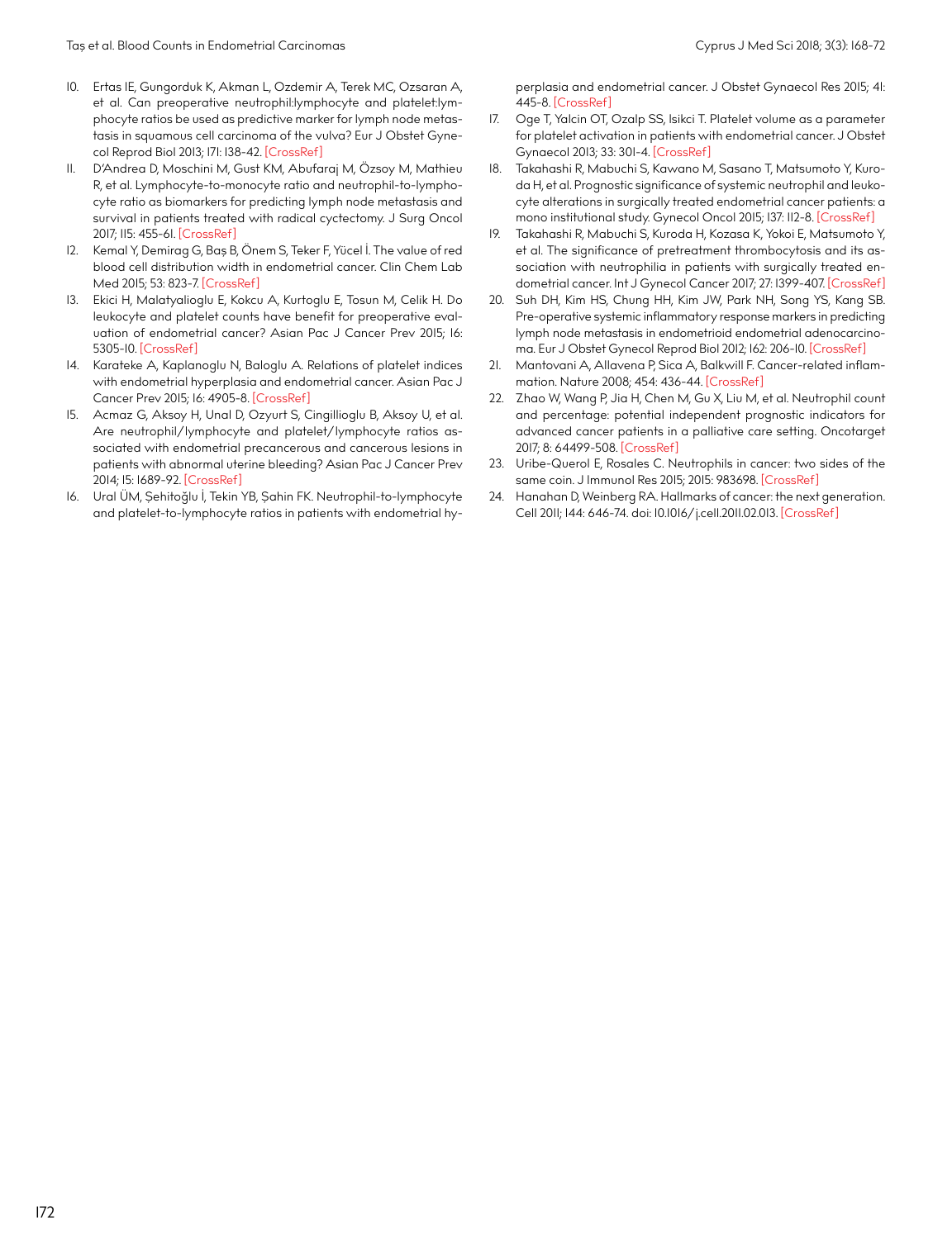10. Ertas IE, Gungorduk K, Akman L, Ozdemir A, Terek MC, Ozsaran A, et al. Can preoperative neutrophil:lymphocyte and platelet:lymphocyte ratios be used as predictive marker for lymph node metastasis in squamous cell carcinoma of the vulva? Eur J Obstet Gynecol Reprod Biol 2013; 171: 138-42. [CrossRef]
11. D'Andrea D, Moschini M, Gust KM, Abufaraj M, Özsoy M, Mathieu R, et al. Lymphocyte-to-monocyte ratio and neutrophil-to-lymphocyte ratio as biomarkers for predicting lymph node metastasis and survival in patients treated with radical cystectomy. J Surg Oncol 2017; 115: 455-61. [CrossRef]
12. Kemal Y, Demirag G, Baş B, Önem S, Teker F, Yücel İ. The value of red blood cell distribution width in endometrial cancer. Clin Chem Lab Med 2015; 53: 823-7. [CrossRef]
13. Ekici H, Malatyalioglu E, Kokcu A, Kurtoglu E, Tosun M, Celik H. Do leukocyte and platelet counts have benefit for preoperative evaluation of endometrial cancer? Asian Pac J Cancer Prev 2015; 16: 5305-10. [CrossRef]
14. Karateke A, Kaplanoglu N, Baloglu A. Relations of platelet indices with endometrial hyperplasia and endometrial cancer. Asian Pac J Cancer Prev 2015; 16: 4905-8. [CrossRef]
15. Acmaz G, Aksoy H, Unal D, Ozyurt S, Cingillioglu B, Aksoy U, et al. Are neutrophil/lymphocyte and platelet/lymphocyte ratios associated with endometrial precancerous and cancerous lesions in patients with abnormal uterine bleeding? Asian Pac J Cancer Prev 2014; 15: 1689-92. [CrossRef]
16. Ural ÜM, Şehitoğlu İ, Tekin YB, Şahin FK. Neutrophil-to-lymphocyte and platelet-to-lymphocyte ratios in patients with endometrial hyperplasia and endometrial cancer. J Obstet Gynaecol Res 2015; 41: 445-8. [CrossRef]
17. Oge T, Yalcin OT, Ozalp SS, Isikci T. Platelet volume as a parameter for platelet activation in patients with endometrial cancer. J Obstet Gynaecol 2013; 33: 301-4. [CrossRef]
18. Takahashi R, Mabuchi S, Kawano M, Sasano T, Matsumoto Y, Kuroda H, et al. Prognostic significance of systemic neutrophil and leukocyte alterations in surgically treated endometrial cancer patients: a mono institutional study. Gynecol Oncol 2015; 137: 112-8. [CrossRef]
19. Takahashi R, Mabuchi S, Kuroda H, Kozasa K, Yokoi E, Matsumoto Y, et al. The significance of pretreatment thrombocytosis and its association with neutrophilia in patients with surgically treated endometrial cancer. Int J Gynecol Cancer 2017; 27: 1399-407. [CrossRef]
20. Suh DH, Kim HS, Chung HH, Kim JW, Park NH, Song YS, Kang SB. Pre-operative systemic inflammatory response markers in predicting lymph node metastasis in endometrioid endometrial adenocarcinoma. Eur J Obstet Gynecol Reprod Biol 2012; 162: 206-10. [CrossRef]
21. Mantovani A, Allavena P, Sica A, Balkwill F. Cancer-related inflammation. Nature 2008; 454: 436-44. [CrossRef]
22. Zhao W, Wang P, Jia H, Chen M, Gu X, Liu M, et al. Neutrophil count and percentage: potential independent prognostic indicators for advanced cancer patients in a palliative care setting. Oncotarget 2017; 8: 64499-508. [CrossRef]
23. Uribe-Querol E, Rosales C. Neutrophils in cancer: two sides of the same coin. J Immunol Res 2015; 2015: 983698. [CrossRef]
24. Hanahan D, Weinberg RA. Hallmarks of cancer: the next generation. Cell 2011; 144: 646-74. doi: 10.1016/j.cell.2011.02.013. [CrossRef]